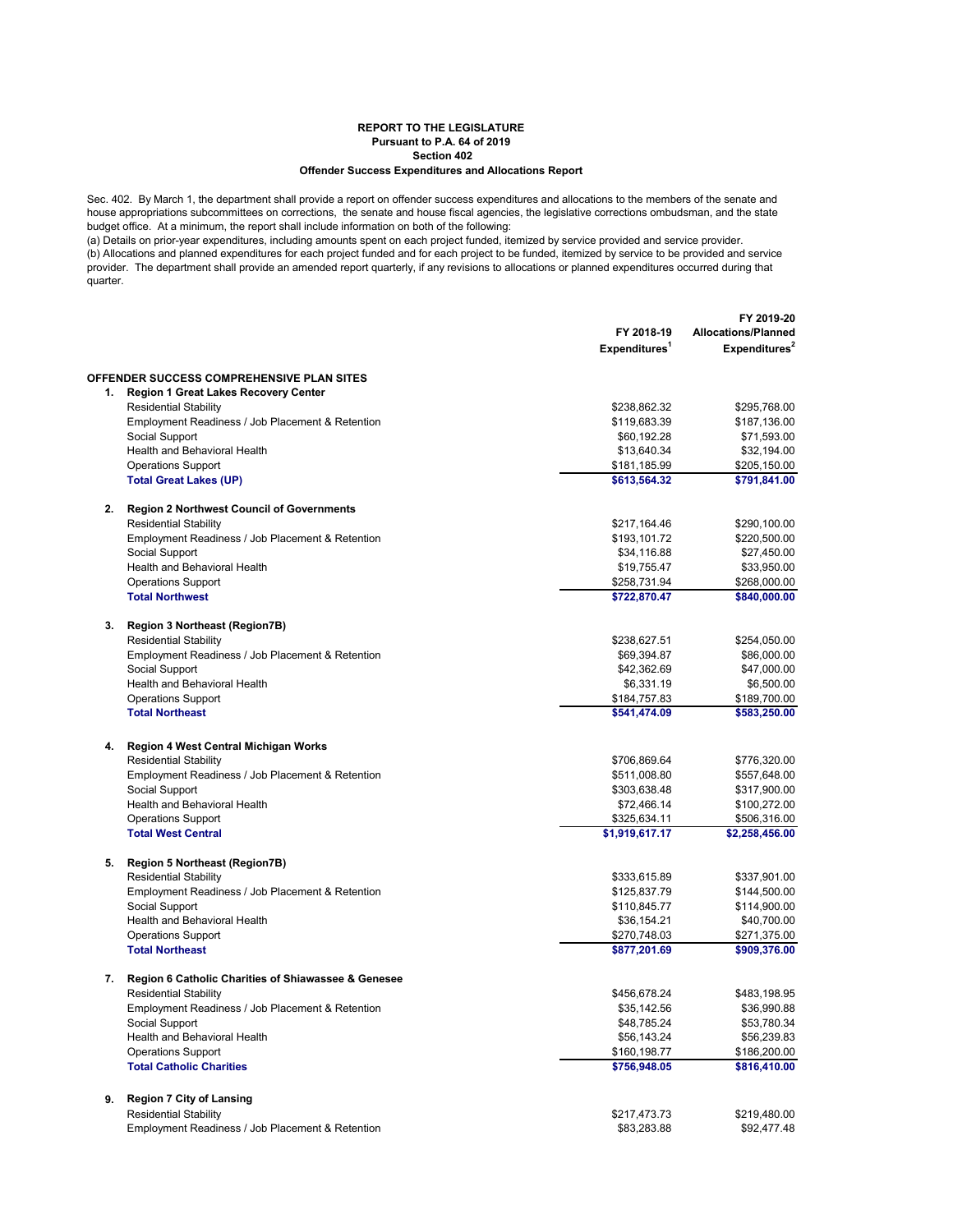**REPORT TO THE LEGISLATURE**
**Pursuant to P.A. 64 of 2019**
**Section 402**
**Offender Success Expenditures and Allocations Report**

Sec. 402. By March 1, the department shall provide a report on offender success expenditures and allocations to the members of the senate and house appropriations subcommittees on corrections, the senate and house fiscal agencies, the legislative corrections ombudsman, and the state budget office. At a minimum, the report shall include information on both of the following:
(a) Details on prior-year expenditures, including amounts spent on each project funded, itemized by service provided and service provider.
(b) Allocations and planned expenditures for each project funded and for each project to be funded, itemized by service to be provided and service provider. The department shall provide an amended report quarterly, if any revisions to allocations or planned expenditures occurred during that quarter.

| | | FY 2018-19 Expenditures[1] | FY 2019-20 Allocations/Planned Expenditures[2] |
|---|---|---|---|
| **OFFENDER SUCCESS COMPREHENSIVE PLAN SITES** | | | |
| **1.** | **Region 1 Great Lakes Recovery Center** | | |
| | Residential Stability | $238,862.32 | $295,768.00 |
| | Employment Readiness / Job Placement & Retention | $119,683.39 | $187,136.00 |
| | Social Support | $60,192.28 | $71,593.00 |
| | Health and Behavioral Health | $13,640.34 | $32,194.00 |
| | Operations Support | $181,185.99 | $205,150.00 |
| | **Total Great Lakes (UP)** | **$613,564.32** | **$791,841.00** |
| **2.** | **Region 2 Northwest Council of Governments** | | |
| | Residential Stability | $217,164.46 | $290,100.00 |
| | Employment Readiness / Job Placement & Retention | $193,101.72 | $220,500.00 |
| | Social Support | $34,116.88 | $27,450.00 |
| | Health and Behavioral Health | $19,755.47 | $33,950.00 |
| | Operations Support | $258,731.94 | $268,000.00 |
| | **Total Northwest** | **$722,870.47** | **$840,000.00** |
| **3.** | **Region 3 Northeast (Region7B)** | | |
| | Residential Stability | $238,627.51 | $254,050.00 |
| | Employment Readiness / Job Placement & Retention | $69,394.87 | $86,000.00 |
| | Social Support | $42,362.69 | $47,000.00 |
| | Health and Behavioral Health | $6,331.19 | $6,500.00 |
| | Operations Support | $184,757.83 | $189,700.00 |
| | **Total Northeast** | **$541,474.09** | **$583,250.00** |
| **4.** | **Region 4 West Central Michigan Works** | | |
| | Residential Stability | $706,869.64 | $776,320.00 |
| | Employment Readiness / Job Placement & Retention | $511,008.80 | $557,648.00 |
| | Social Support | $303,638.48 | $317,900.00 |
| | Health and Behavioral Health | $72,466.14 | $100,272.00 |
| | Operations Support | $325,634.11 | $506,316.00 |
| | **Total West Central** | **$1,919,617.17** | **$2,258,456.00** |
| **5.** | **Region 5 Northeast (Region7B)** | | |
| | Residential Stability | $333,615.89 | $337,901.00 |
| | Employment Readiness / Job Placement & Retention | $125,837.79 | $144,500.00 |
| | Social Support | $110,845.77 | $114,900.00 |
| | Health and Behavioral Health | $36,154.21 | $40,700.00 |
| | Operations Support | $270,748.03 | $271,375.00 |
| | **Total Northeast** | **$877,201.69** | **$909,376.00** |
| **7.** | **Region 6 Catholic Charities of Shiawassee & Genesee** | | |
| | Residential Stability | $456,678.24 | $483,198.95 |
| | Employment Readiness / Job Placement & Retention | $35,142.56 | $36,990.88 |
| | Social Support | $48,785.24 | $53,780.34 |
| | Health and Behavioral Health | $56,143.24 | $56,239.83 |
| | Operations Support | $160,198.77 | $186,200.00 |
| | **Total Catholic Charities** | **$756,948.05** | **$816,410.00** |
| **9.** | **Region 7 City of Lansing** | | |
| | Residential Stability | $217,473.73 | $219,480.00 |
| | Employment Readiness / Job Placement & Retention | $83,283.88 | $92,477.48 |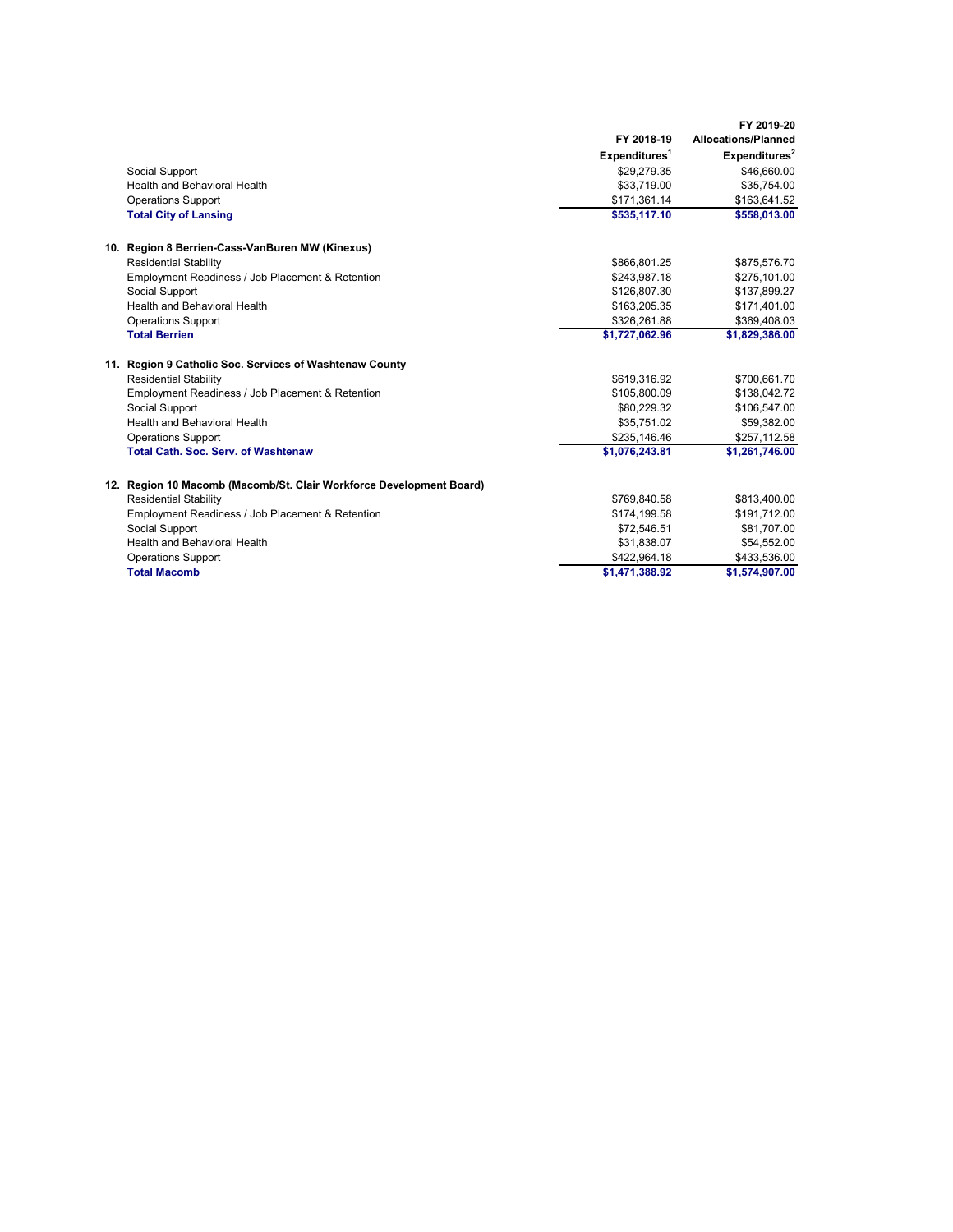| | FY 2018-19 Expenditures[1] | FY 2019-20 Allocations/Planned Expenditures[2] |
|---|---|---|
| Social Support | $29,279.35 | $46,660.00 |
| Health and Behavioral Health | $33,719.00 | $35,754.00 |
| Operations Support | $171,361.14 | $163,641.52 |
| **Total City of Lansing** | **$535,117.10** | **$558,013.00** |
| | | |
| **10. Region 8 Berrien-Cass-VanBuren MW (Kinexus)** | | |
| Residential Stability | $866,801.25 | $875,576.70 |
| Employment Readiness / Job Placement & Retention | $243,987.18 | $275,101.00 |
| Social Support | $126,807.30 | $137,899.27 |
| Health and Behavioral Health | $163,205.35 | $171,401.00 |
| Operations Support | $326,261.88 | $369,408.03 |
| **Total Berrien** | **$1,727,062.96** | **$1,829,386.00** |
| | | |
| **11. Region 9 Catholic Soc. Services of Washtenaw County** | | |
| Residential Stability | $619,316.92 | $700,661.70 |
| Employment Readiness / Job Placement & Retention | $105,800.09 | $138,042.72 |
| Social Support | $80,229.32 | $106,547.00 |
| Health and Behavioral Health | $35,751.02 | $59,382.00 |
| Operations Support | $235,146.46 | $257,112.58 |
| **Total Cath. Soc. Serv. of Washtenaw** | **$1,076,243.81** | **$1,261,746.00** |
| | | |
| **12. Region 10 Macomb (Macomb/St. Clair Workforce Development Board)** | | |
| Residential Stability | $769,840.58 | $813,400.00 |
| Employment Readiness / Job Placement & Retention | $174,199.58 | $191,712.00 |
| Social Support | $72,546.51 | $81,707.00 |
| Health and Behavioral Health | $31,838.07 | $54,552.00 |
| Operations Support | $422,964.18 | $433,536.00 |
| **Total Macomb** | **$1,471,388.92** | **$1,574,907.00** |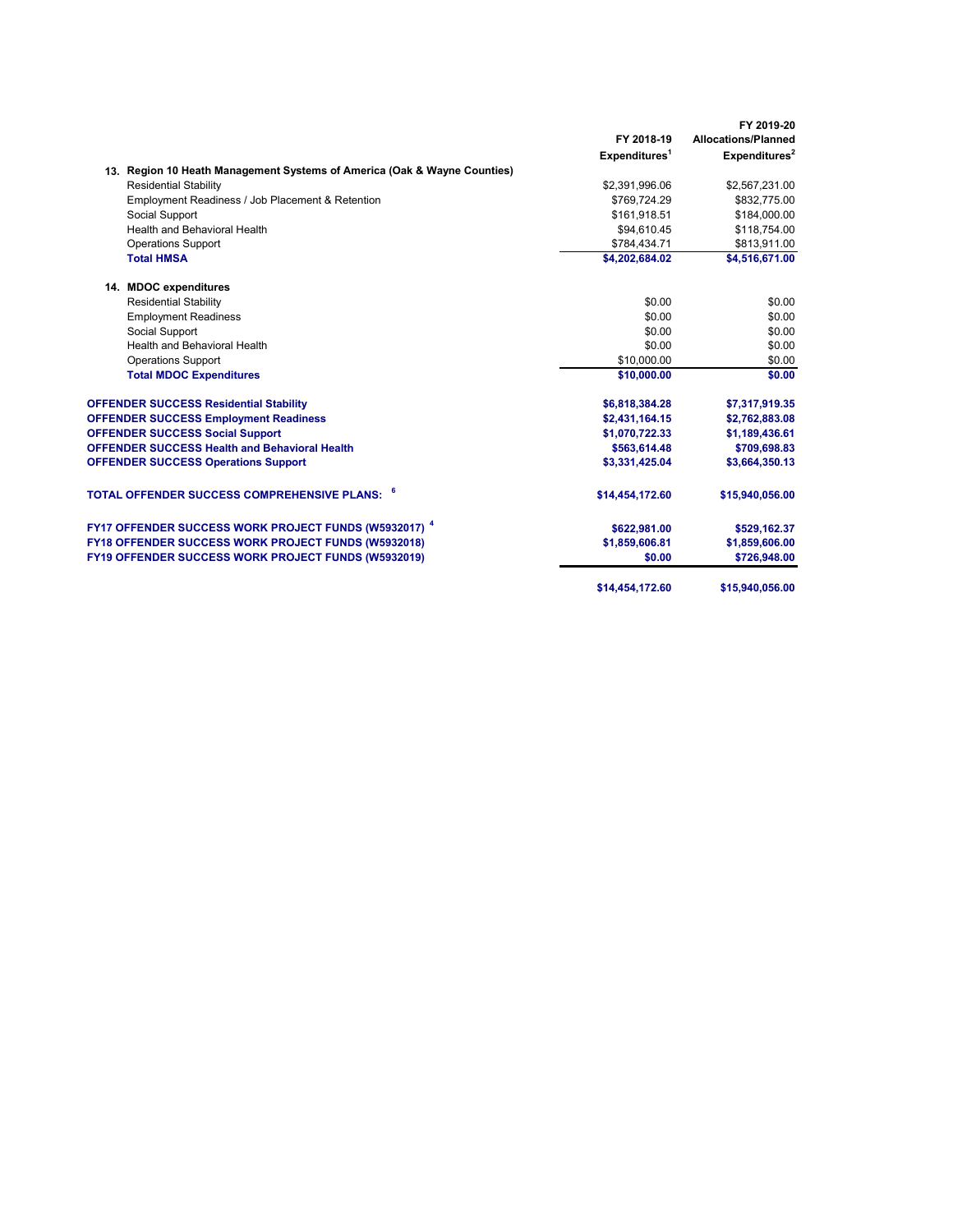| | FY 2018-19 Expenditures[1] | FY 2019-20 Allocations/Planned Expenditures[2] |
|---|---|---|
| **13. Region 10 Heath Management Systems of America (Oak & Wayne Counties)** | | |
| Residential Stability | $2,391,996.06 | $2,567,231.00 |
| Employment Readiness / Job Placement & Retention | $769,724.29 | $832,775.00 |
| Social Support | $161,918.51 | $184,000.00 |
| Health and Behavioral Health | $94,610.45 | $118,754.00 |
| Operations Support | $784,434.71 | $813,911.00 |
| **Total HMSA** | **$4,202,684.02** | **$4,516,671.00** |
| **14. MDOC expenditures** | | |
| Residential Stability | $0.00 | $0.00 |
| Employment Readiness | $0.00 | $0.00 |
| Social Support | $0.00 | $0.00 |
| Health and Behavioral Health | $0.00 | $0.00 |
| Operations Support | $10,000.00 | $0.00 |
| **Total MDOC Expenditures** | **$10,000.00** | **$0.00** |
| **OFFENDER SUCCESS Residential Stability** | **$6,818,384.28** | **$7,317,919.35** |
| **OFFENDER SUCCESS Employment Readiness** | **$2,431,164.15** | **$2,762,883.08** |
| **OFFENDER SUCCESS Social Support** | **$1,070,722.33** | **$1,189,436.61** |
| **OFFENDER SUCCESS Health and Behavioral Health** | **$563,614.48** | **$709,698.83** |
| **OFFENDER SUCCESS Operations Support** | **$3,331,425.04** | **$3,664,350.13** |
| **TOTAL OFFENDER SUCCESS COMPREHENSIVE PLANS:** [6] | **$14,454,172.60** | **$15,940,056.00** |
| **FY17 OFFENDER SUCCESS WORK PROJECT FUNDS (W5932017)** [4] | **$622,981.00** | **$529,162.37** |
| **FY18 OFFENDER SUCCESS WORK PROJECT FUNDS (W5932018)** | **$1,859,606.81** | **$1,859,606.00** |
| **FY19 OFFENDER SUCCESS WORK PROJECT FUNDS (W5932019)** | **$0.00** | **$726,948.00** |
| | **$14,454,172.60** | **$15,940,056.00** |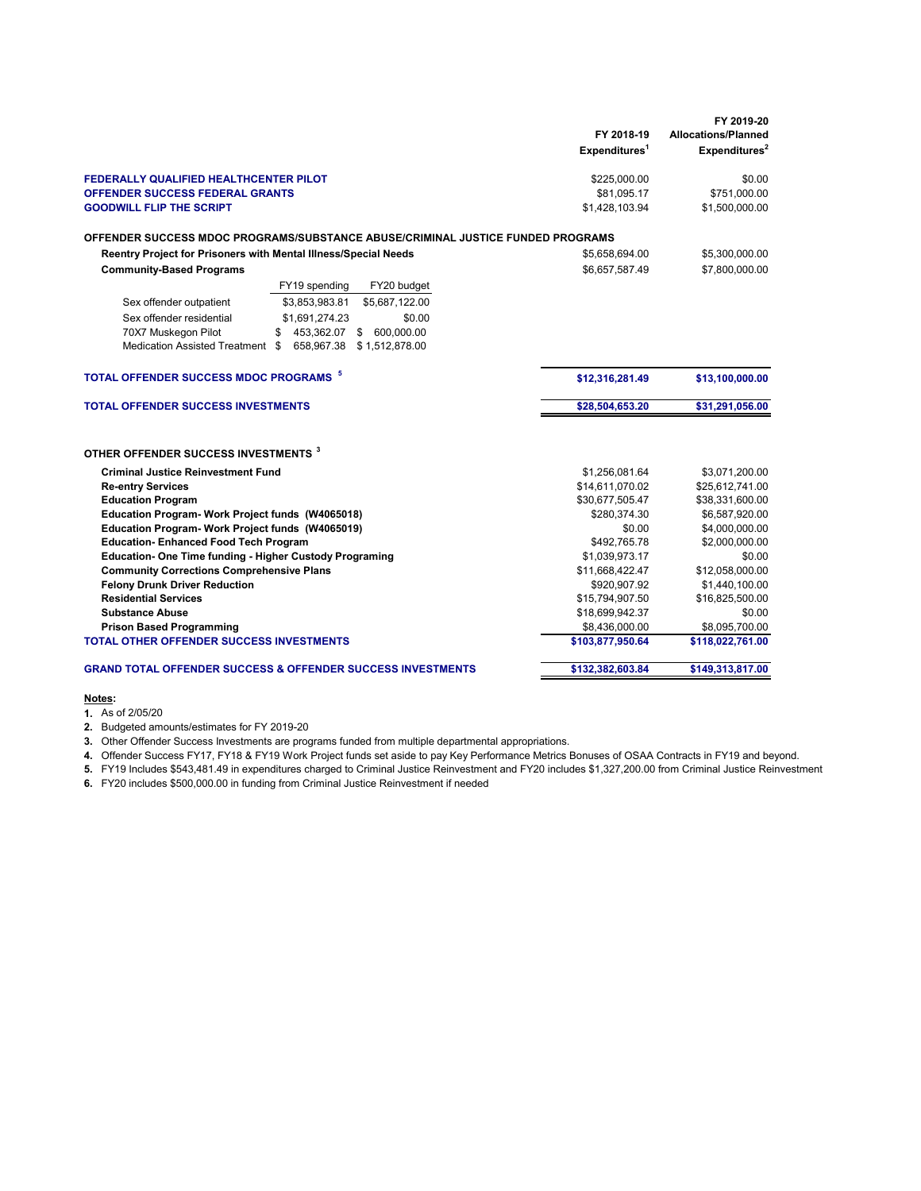| | FY 2018-19 Expenditures[1] | FY 2019-20 Allocations/Planned Expenditures[2] |
|---|---|---|
| **FEDERALLY QUALIFIED HEALTHCENTER PILOT** | $225,000.00 | $0.00 |
| **OFFENDER SUCCESS FEDERAL GRANTS** | $81,095.17 | $751,000.00 |
| **GOODWILL FLIP THE SCRIPT** | $1,428,103.94 | $1,500,000.00 |
| **OFFENDER SUCCESS MDOC PROGRAMS/SUBSTANCE ABUSE/CRIMINAL JUSTICE FUNDED PROGRAMS** | | |
| **Reentry Project for Prisoners with Mental Illness/Special Needs** | $5,658,694.00 | $5,300,000.00 |
| **Community-Based Programs** | $6,657,587.49 | $7,800,000.00 |
| **TOTAL OFFENDER SUCCESS MDOC PROGRAMS [5]** | **$12,316,281.49** | **$13,100,000.00** |
| **TOTAL OFFENDER SUCCESS INVESTMENTS** | **$28,504,653.20** | **$31,291,056.00** |

| | FY19 spending | FY20 budget |
|---|---|---|
| Sex offender outpatient | $3,853,983.81 | $5,687,122.00 |
| Sex offender residential | $1,691,274.23 | $0.00 |
| 70X7 Muskegon Pilot | $ 453,362.07 | $ 600,000.00 |
| Medication Assisted Treatment | $ 658,967.38 | $ 1,512,878.00 |

| **OTHER OFFENDER SUCCESS INVESTMENTS [3]** | FY 2018-19 | FY 2019-20 |
|---|---|---|
| **Criminal Justice Reinvestment Fund** | $1,256,081.64 | $3,071,200.00 |
| **Re-entry Services** | $14,611,070.02 | $25,612,741.00 |
| **Education Program** | $30,677,505.47 | $38,331,600.00 |
| **Education Program- Work Project funds (W4065018)** | $280,374.30 | $6,587,920.00 |
| **Education Program- Work Project funds (W4065019)** | $0.00 | $4,000,000.00 |
| **Education- Enhanced Food Tech Program** | $492,765.78 | $2,000,000.00 |
| **Education- One Time funding - Higher Custody Programing** | $1,039,973.17 | $0.00 |
| **Community Corrections Comprehensive Plans** | $11,668,422.47 | $12,058,000.00 |
| **Felony Drunk Driver Reduction** | $920,907.92 | $1,440,100.00 |
| **Residential Services** | $15,794,907.50 | $16,825,500.00 |
| **Substance Abuse** | $18,699,942.37 | $0.00 |
| **Prison Based Programming** | $8,436,000.00 | $8,095,700.00 |
| **TOTAL OTHER OFFENDER SUCCESS INVESTMENTS** | **$103,877,950.64** | **$118,022,761.00** |
| **GRAND TOTAL OFFENDER SUCCESS & OFFENDER SUCCESS INVESTMENTS** | **$132,382,603.84** | **$149,313,817.00** |

**Notes:**

1. As of 2/05/20
2. Budgeted amounts/estimates for FY 2019-20
3. Other Offender Success Investments are programs funded from multiple departmental appropriations.
4. Offender Success FY17, FY18 & FY19 Work Project funds set aside to pay Key Performance Metrics Bonuses of OSAA Contracts in FY19 and beyond.
5. FY19 Includes $543,481.49 in expenditures charged to Criminal Justice Reinvestment and FY20 includes $1,327,200.00 from Criminal Justice Reinvestment
6. FY20 includes $500,000.00 in funding from Criminal Justice Reinvestment if needed